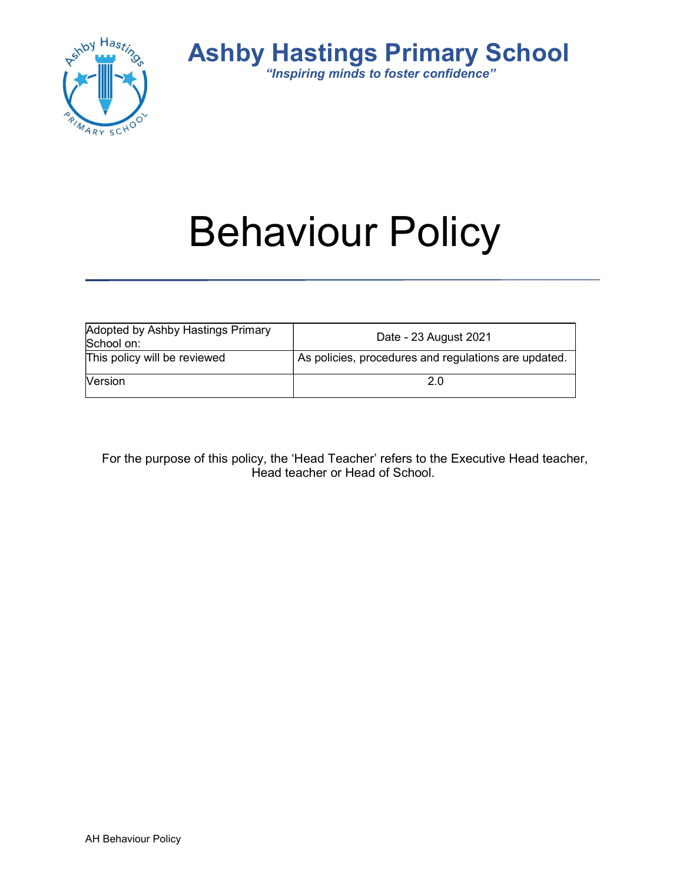# Ashby Hastings Primary School

*"Inspiring minds to foster confidence"*

# Behaviour Policy

| Adopted by Ashby Hastings Primary School on: | Date - 23 August 2021 |
| --- | --- |
| This policy will be reviewed | As policies, procedures and regulations are updated. |
| Version | 2.0 |

For the purpose of this policy, the 'Head Teacher' refers to the Executive Head teacher, Head teacher or Head of School.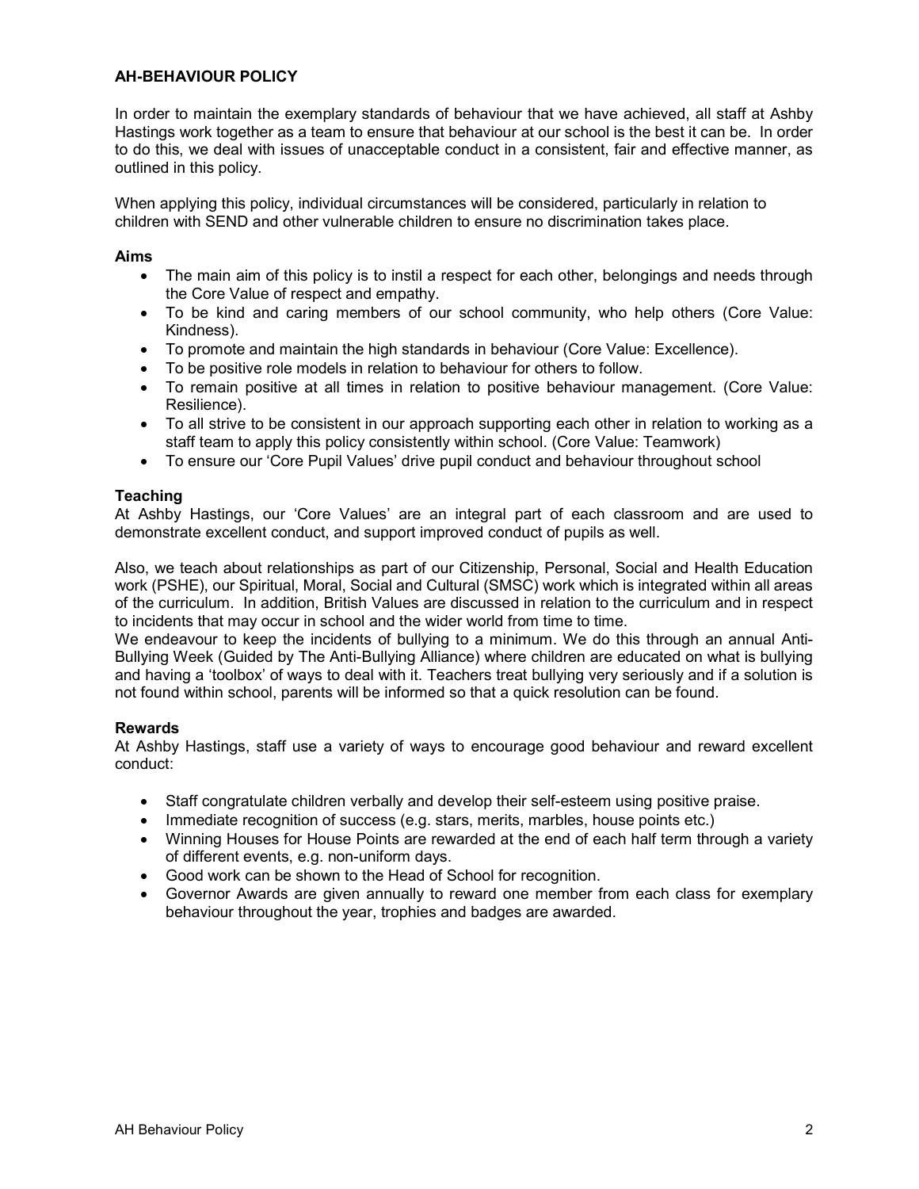## AH-BEHAVIOUR POLICY

In order to maintain the exemplary standards of behaviour that we have achieved, all staff at Ashby Hastings work together as a team to ensure that behaviour at our school is the best it can be. In order to do this, we deal with issues of unacceptable conduct in a consistent, fair and effective manner, as outlined in this policy.

When applying this policy, individual circumstances will be considered, particularly in relation to children with SEND and other vulnerable children to ensure no discrimination takes place.

### Aims

- The main aim of this policy is to instil a respect for each other, belongings and needs through the Core Value of respect and empathy.
- To be kind and caring members of our school community, who help others (Core Value: Kindness).
- To promote and maintain the high standards in behaviour (Core Value: Excellence).
- To be positive role models in relation to behaviour for others to follow.
- To remain positive at all times in relation to positive behaviour management. (Core Value: Resilience).
- To all strive to be consistent in our approach supporting each other in relation to working as a staff team to apply this policy consistently within school. (Core Value: Teamwork)
- To ensure our 'Core Pupil Values' drive pupil conduct and behaviour throughout school

### Teaching

At Ashby Hastings, our 'Core Values' are an integral part of each classroom and are used to demonstrate excellent conduct, and support improved conduct of pupils as well.

Also, we teach about relationships as part of our Citizenship, Personal, Social and Health Education work (PSHE), our Spiritual, Moral, Social and Cultural (SMSC) work which is integrated within all areas of the curriculum. In addition, British Values are discussed in relation to the curriculum and in respect to incidents that may occur in school and the wider world from time to time.

We endeavour to keep the incidents of bullying to a minimum. We do this through an annual Anti-Bullying Week (Guided by The Anti-Bullying Alliance) where children are educated on what is bullying and having a 'toolbox' of ways to deal with it. Teachers treat bullying very seriously and if a solution is not found within school, parents will be informed so that a quick resolution can be found.

### Rewards

At Ashby Hastings, staff use a variety of ways to encourage good behaviour and reward excellent conduct:

- Staff congratulate children verbally and develop their self-esteem using positive praise.
- Immediate recognition of success (e.g. stars, merits, marbles, house points etc.)
- Winning Houses for House Points are rewarded at the end of each half term through a variety of different events, e.g. non-uniform days.
- Good work can be shown to the Head of School for recognition.
- Governor Awards are given annually to reward one member from each class for exemplary behaviour throughout the year, trophies and badges are awarded.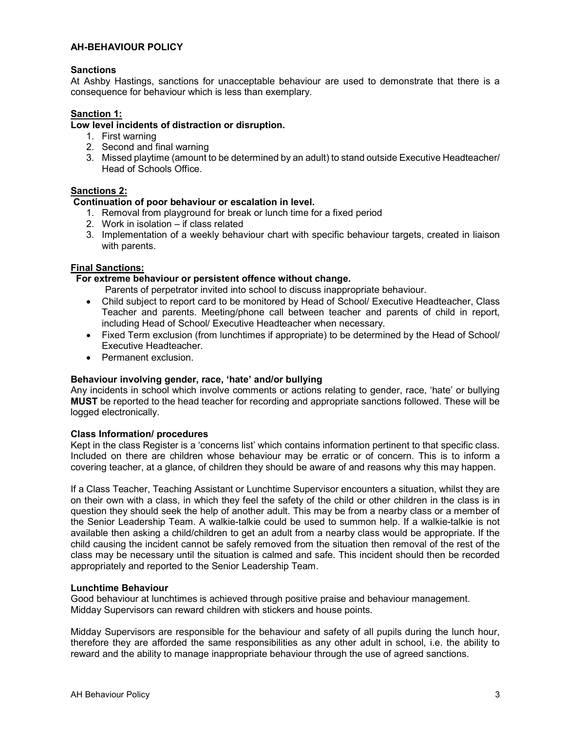**AH-BEHAVIOUR POLICY**

**Sanctions**

At Ashby Hastings, sanctions for unacceptable behaviour are used to demonstrate that there is a consequence for behaviour which is less than exemplary.

**<u>Sanction 1:</u>**

**Low level incidents of distraction or disruption.**

1. First warning
2. Second and final warning
3. Missed playtime (amount to be determined by an adult) to stand outside Executive Headteacher/ Head of Schools Office.

**<u>Sanctions 2:</u>**

**Continuation of poor behaviour or escalation in level.**

1. Removal from playground for break or lunch time for a fixed period
2. Work in isolation – if class related
3. Implementation of a weekly behaviour chart with specific behaviour targets, created in liaison with parents.

**<u>Final Sanctions:</u>**

**For extreme behaviour or persistent offence without change.**

Parents of perpetrator invited into school to discuss inappropriate behaviour.

- Child subject to report card to be monitored by Head of School/ Executive Headteacher, Class Teacher and parents. Meeting/phone call between teacher and parents of child in report, including Head of School/ Executive Headteacher when necessary.
- Fixed Term exclusion (from lunchtimes if appropriate) to be determined by the Head of School/ Executive Headteacher.
- Permanent exclusion.

**Behaviour involving gender, race, 'hate' and/or bullying**

Any incidents in school which involve comments or actions relating to gender, race, 'hate' or bullying **MUST** be reported to the head teacher for recording and appropriate sanctions followed. These will be logged electronically.

**Class Information/ procedures**

Kept in the class Register is a 'concerns list' which contains information pertinent to that specific class. Included on there are children whose behaviour may be erratic or of concern. This is to inform a covering teacher, at a glance, of children they should be aware of and reasons why this may happen.

If a Class Teacher, Teaching Assistant or Lunchtime Supervisor encounters a situation, whilst they are on their own with a class, in which they feel the safety of the child or other children in the class is in question they should seek the help of another adult. This may be from a nearby class or a member of the Senior Leadership Team. A walkie-talkie could be used to summon help. If a walkie-talkie is not available then asking a child/children to get an adult from a nearby class would be appropriate. If the child causing the incident cannot be safely removed from the situation then removal of the rest of the class may be necessary until the situation is calmed and safe. This incident should then be recorded appropriately and reported to the Senior Leadership Team.

**Lunchtime Behaviour**

Good behaviour at lunchtimes is achieved through positive praise and behaviour management. Midday Supervisors can reward children with stickers and house points.

Midday Supervisors are responsible for the behaviour and safety of all pupils during the lunch hour, therefore they are afforded the same responsibilities as any other adult in school, i.e. the ability to reward and the ability to manage inappropriate behaviour through the use of agreed sanctions.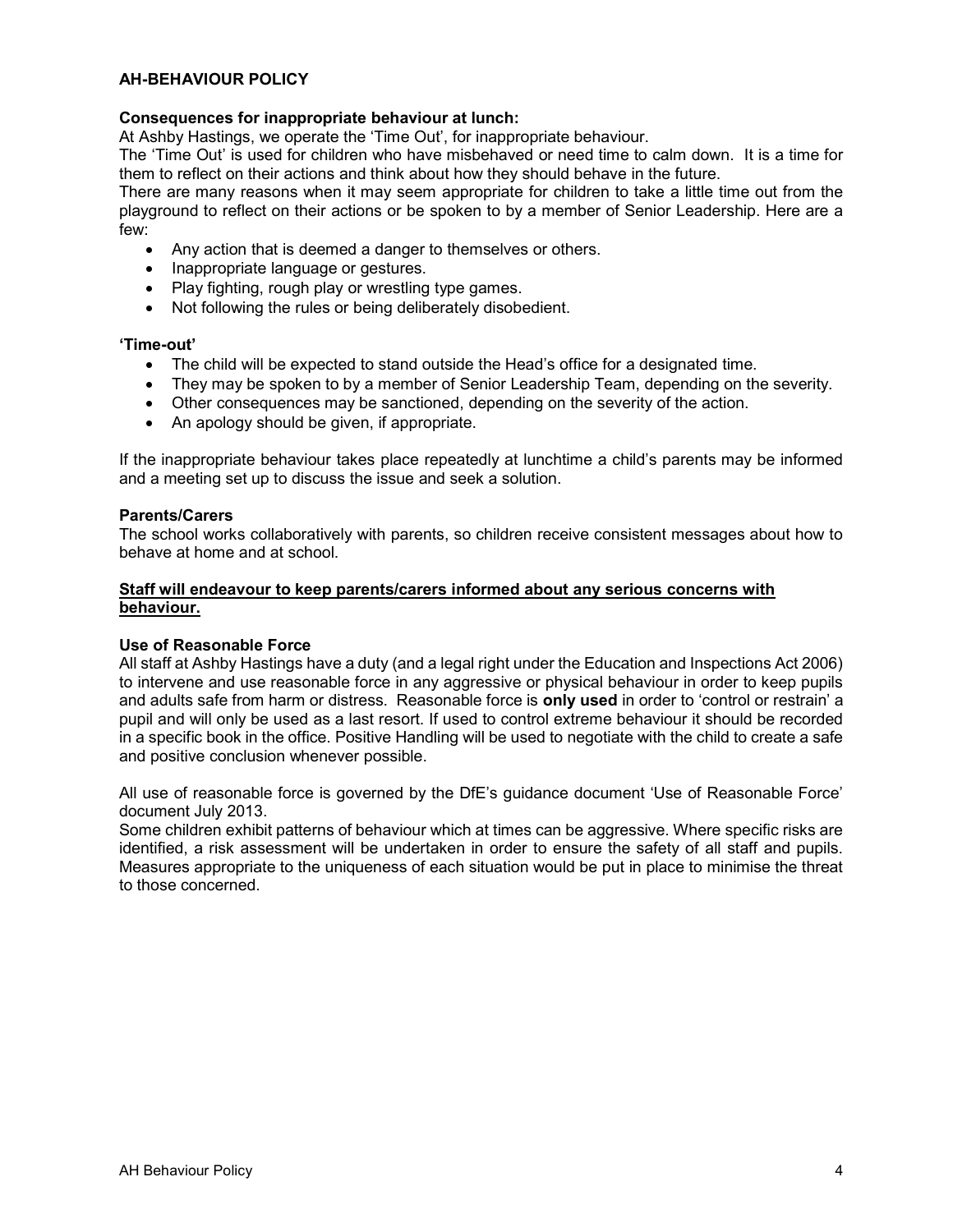**AH-BEHAVIOUR POLICY**

**Consequences for inappropriate behaviour at lunch:**
At Ashby Hastings, we operate the 'Time Out', for inappropriate behaviour.
The 'Time Out' is used for children who have misbehaved or need time to calm down. It is a time for them to reflect on their actions and think about how they should behave in the future.
There are many reasons when it may seem appropriate for children to take a little time out from the playground to reflect on their actions or be spoken to by a member of Senior Leadership. Here are a few:

- Any action that is deemed a danger to themselves or others.
- Inappropriate language or gestures.
- Play fighting, rough play or wrestling type games.
- Not following the rules or being deliberately disobedient.

**'Time-out'**

- The child will be expected to stand outside the Head's office for a designated time.
- They may be spoken to by a member of Senior Leadership Team, depending on the severity.
- Other consequences may be sanctioned, depending on the severity of the action.
- An apology should be given, if appropriate.

If the inappropriate behaviour takes place repeatedly at lunchtime a child's parents may be informed and a meeting set up to discuss the issue and seek a solution.

**Parents/Carers**
The school works collaboratively with parents, so children receive consistent messages about how to behave at home and at school.

**Staff will endeavour to keep parents/carers informed about any serious concerns with behaviour.**

**Use of Reasonable Force**
All staff at Ashby Hastings have a duty (and a legal right under the Education and Inspections Act 2006) to intervene and use reasonable force in any aggressive or physical behaviour in order to keep pupils and adults safe from harm or distress. Reasonable force is **only used** in order to 'control or restrain' a pupil and will only be used as a last resort. If used to control extreme behaviour it should be recorded in a specific book in the office. Positive Handling will be used to negotiate with the child to create a safe and positive conclusion whenever possible.

All use of reasonable force is governed by the DfE's guidance document 'Use of Reasonable Force' document July 2013.
Some children exhibit patterns of behaviour which at times can be aggressive. Where specific risks are identified, a risk assessment will be undertaken in order to ensure the safety of all staff and pupils. Measures appropriate to the uniqueness of each situation would be put in place to minimise the threat to those concerned.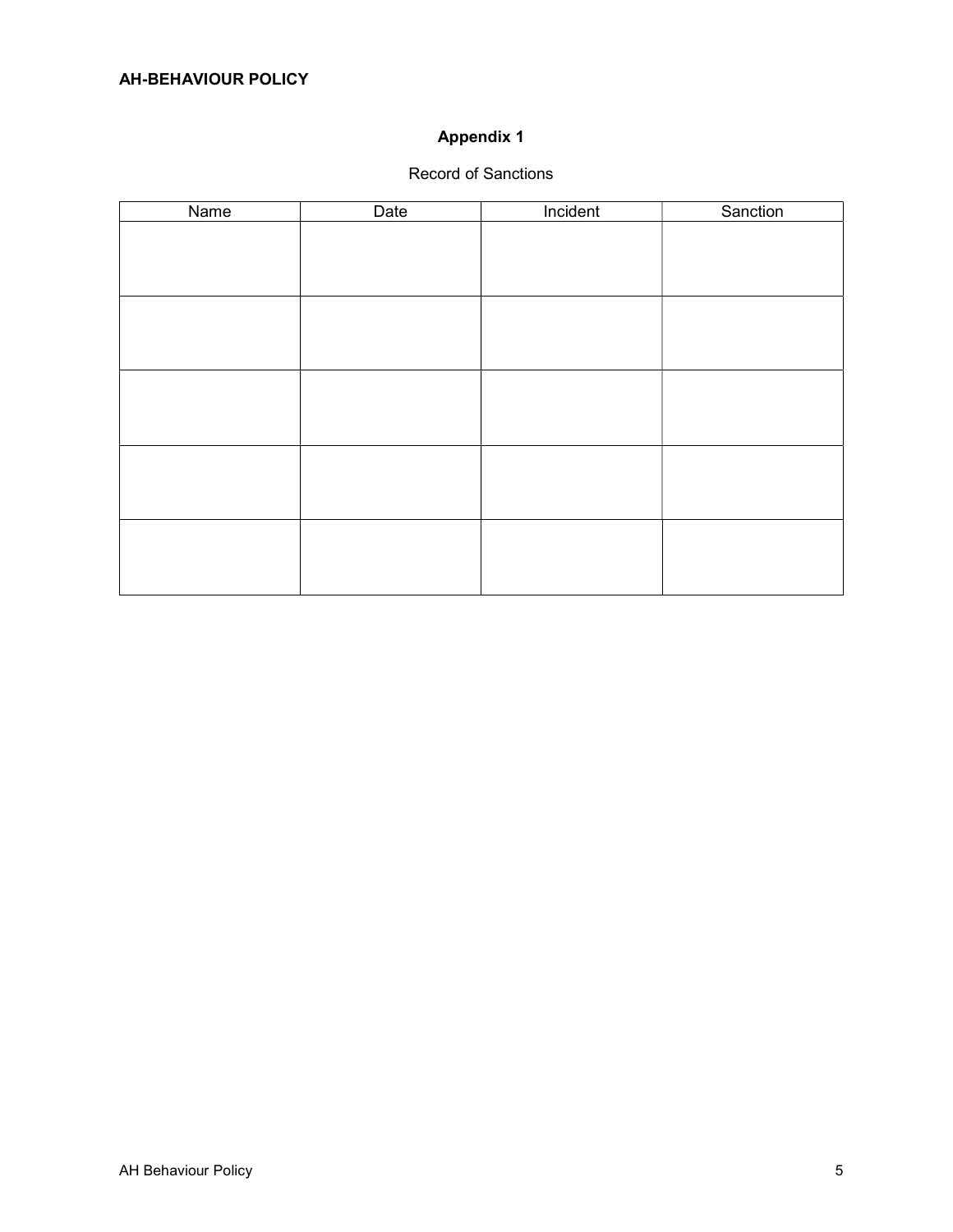## Appendix 1

Record of Sanctions

| Name | Date | Incident | Sanction |
| --- | --- | --- | --- |
| | | | |
| | | | |
| | | | |
| | | | |
| | | | |